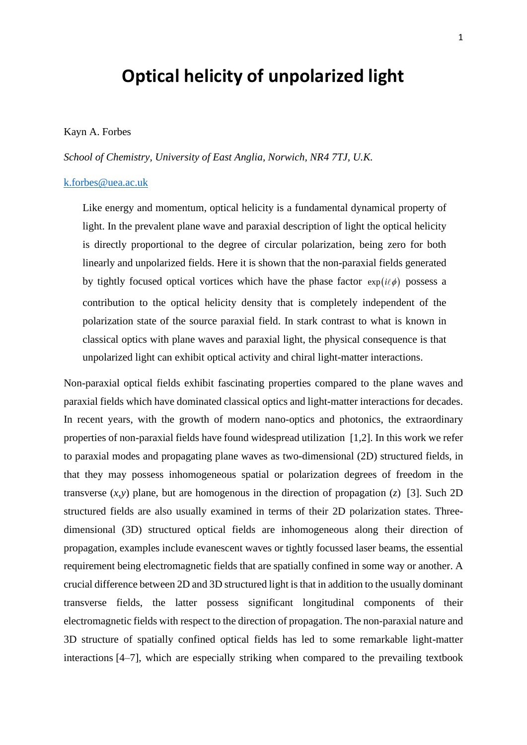# Optical helicity of unpolarized light

Kayn A. Forbes

*School of Chemistry, University of East Anglia, Norwich, NR4 7TJ, U.K.*

k.forbes@uea.ac.uk

> Like energy and momentum, optical helicity is a fundamental dynamical property of light. In the prevalent plane wave and paraxial description of light the optical helicity is directly proportional to the degree of circular polarization, being zero for both linearly and unpolarized fields. Here it is shown that the non-paraxial fields generated by tightly focused optical vortices which have the phase factor $\exp(i\ell\phi)$ possess a contribution to the optical helicity density that is completely independent of the polarization state of the source paraxial field. In stark contrast to what is known in classical optics with plane waves and paraxial light, the physical consequence is that unpolarized light can exhibit optical activity and chiral light-matter interactions.

Non-paraxial optical fields exhibit fascinating properties compared to the plane waves and paraxial fields which have dominated classical optics and light-matter interactions for decades. In recent years, with the growth of modern nano-optics and photonics, the extraordinary properties of non-paraxial fields have found widespread utilization [1,2]. In this work we refer to paraxial modes and propagating plane waves as two-dimensional (2D) structured fields, in that they may possess inhomogeneous spatial or polarization degrees of freedom in the transverse ($x$,$y$) plane, but are homogenous in the direction of propagation ($z$) [3]. Such 2D structured fields are also usually examined in terms of their 2D polarization states. Three-dimensional (3D) structured optical fields are inhomogeneous along their direction of propagation, examples include evanescent waves or tightly focussed laser beams, the essential requirement being electromagnetic fields that are spatially confined in some way or another. A crucial difference between 2D and 3D structured light is that in addition to the usually dominant transverse fields, the latter possess significant longitudinal components of their electromagnetic fields with respect to the direction of propagation. The non-paraxial nature and 3D structure of spatially confined optical fields has led to some remarkable light-matter interactions [4–7], which are especially striking when compared to the prevailing textbook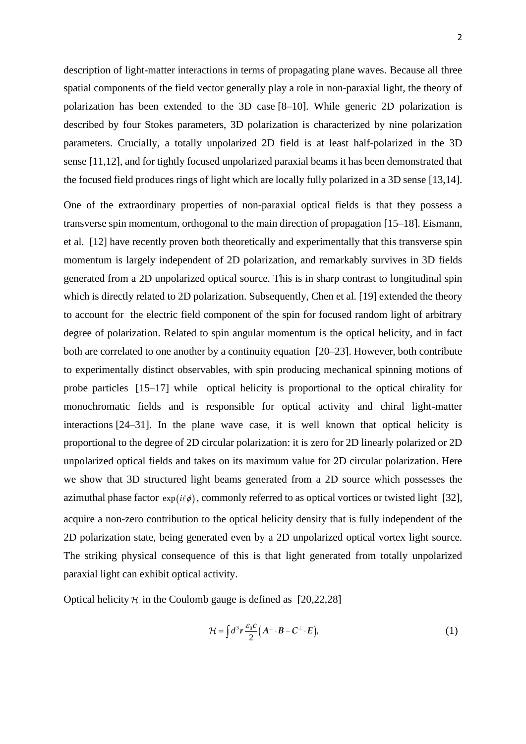description of light-matter interactions in terms of propagating plane waves. Because all three spatial components of the field vector generally play a role in non-paraxial light, the theory of polarization has been extended to the 3D case [8–10]. While generic 2D polarization is described by four Stokes parameters, 3D polarization is characterized by nine polarization parameters. Crucially, a totally unpolarized 2D field is at least half-polarized in the 3D sense [11,12], and for tightly focused unpolarized paraxial beams it has been demonstrated that the focused field produces rings of light which are locally fully polarized in a 3D sense [13,14].

One of the extraordinary properties of non-paraxial optical fields is that they possess a transverse spin momentum, orthogonal to the main direction of propagation [15–18]. Eismann, et al. [12] have recently proven both theoretically and experimentally that this transverse spin momentum is largely independent of 2D polarization, and remarkably survives in 3D fields generated from a 2D unpolarized optical source. This is in sharp contrast to longitudinal spin which is directly related to 2D polarization. Subsequently, Chen et al. [19] extended the theory to account for the electric field component of the spin for focused random light of arbitrary degree of polarization. Related to spin angular momentum is the optical helicity, and in fact both are correlated to one another by a continuity equation [20–23]. However, both contribute to experimentally distinct observables, with spin producing mechanical spinning motions of probe particles [15–17] while optical helicity is proportional to the optical chirality for monochromatic fields and is responsible for optical activity and chiral light-matter interactions [24–31]. In the plane wave case, it is well known that optical helicity is proportional to the degree of 2D circular polarization: it is zero for 2D linearly polarized or 2D unpolarized optical fields and takes on its maximum value for 2D circular polarization. Here we show that 3D structured light beams generated from a 2D source which possesses the azimuthal phase factor $\exp(i\ell\phi)$, commonly referred to as optical vortices or twisted light [32], acquire a non-zero contribution to the optical helicity density that is fully independent of the 2D polarization state, being generated even by a 2D unpolarized optical vortex light source. The striking physical consequence of this is that light generated from totally unpolarized paraxial light can exhibit optical activity.

Optical helicity $\mathcal{H}$ in the Coulomb gauge is defined as [20,22,28]

$$\mathcal{H} = \int d^3\boldsymbol{r}\,\frac{\varepsilon_0 c}{2}\left(\boldsymbol{A}^{\perp}\cdot\boldsymbol{B} - \boldsymbol{C}^{\perp}\cdot\boldsymbol{E}\right), \tag{1}$$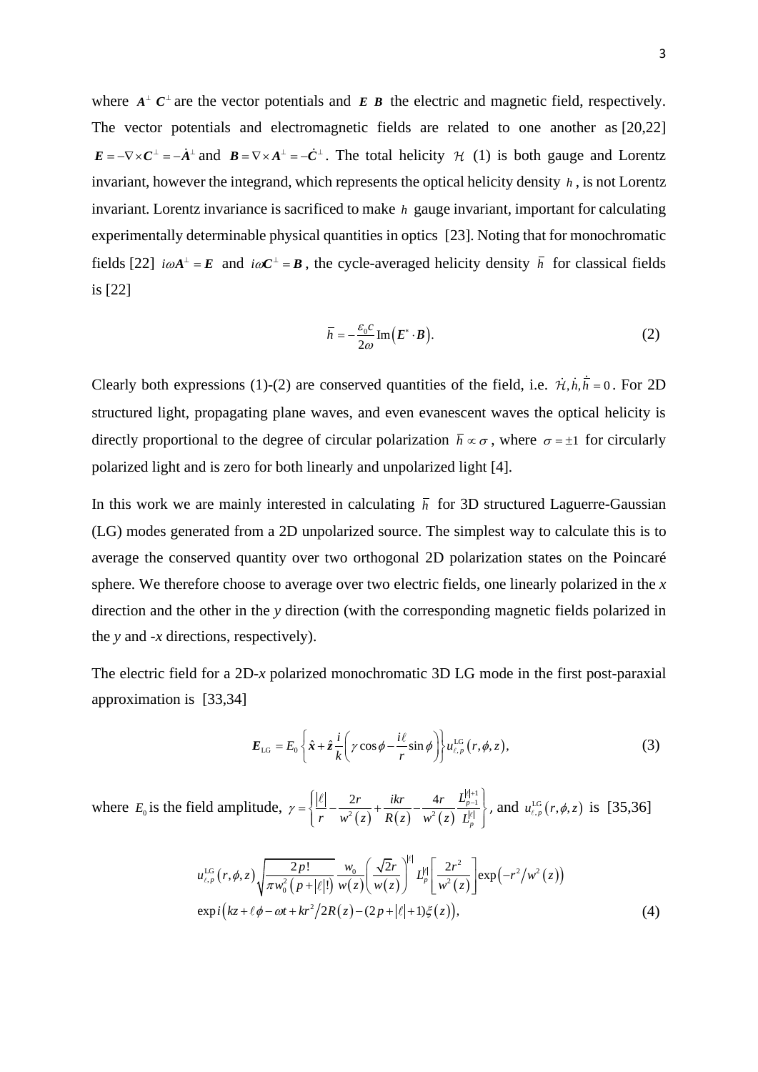where $\boldsymbol{A}^{\perp}$ $\boldsymbol{C}^{\perp}$ are the vector potentials and $\boldsymbol{E}$ $\boldsymbol{B}$ the electric and magnetic field, respectively. The vector potentials and electromagnetic fields are related to one another as [20,22] $\boldsymbol{E} = -\nabla\times\boldsymbol{C}^{\perp} = -\dot{\boldsymbol{A}}^{\perp}$ and $\boldsymbol{B} = \nabla\times\boldsymbol{A}^{\perp} = -\dot{\boldsymbol{C}}^{\perp}$. The total helicity $\mathcal{H}$ (1) is both gauge and Lorentz invariant, however the integrand, which represents the optical helicity density $h$, is not Lorentz invariant. Lorentz invariance is sacrificed to make $h$ gauge invariant, important for calculating experimentally determinable physical quantities in optics [23]. Noting that for monochromatic fields [22] $i\omega\boldsymbol{A}^{\perp} = \boldsymbol{E}$ and $i\omega\boldsymbol{C}^{\perp} = \boldsymbol{B}$, the cycle-averaged helicity density $\bar{h}$ for classical fields is [22]

$$\bar{h} = -\frac{\varepsilon_0 c}{2\omega}\operatorname{Im}\left(\boldsymbol{E}^{*}\cdot\boldsymbol{B}\right). \tag{2}$$

Clearly both expressions (1)-(2) are conserved quantities of the field, i.e. $\dot{\mathcal{H}}, \dot{h}, \dot{\bar{h}} = 0$. For 2D structured light, propagating plane waves, and even evanescent waves the optical helicity is directly proportional to the degree of circular polarization $\bar{h} \propto \sigma$, where $\sigma = \pm 1$ for circularly polarized light and is zero for both linearly and unpolarized light [4].

In this work we are mainly interested in calculating $\bar{h}$ for 3D structured Laguerre-Gaussian (LG) modes generated from a 2D unpolarized source. The simplest way to calculate this is to average the conserved quantity over two orthogonal 2D polarization states on the Poincaré sphere. We therefore choose to average over two electric fields, one linearly polarized in the *x* direction and the other in the *y* direction (with the corresponding magnetic fields polarized in the *y* and -*x* directions, respectively).

The electric field for a 2D-*x* polarized monochromatic 3D LG mode in the first post-paraxial approximation is [33,34]

$$\boldsymbol{E}_{\mathrm{LG}} = E_0\left\{\hat{\boldsymbol{x}} + \hat{\boldsymbol{z}}\frac{i}{k}\left(\gamma\cos\phi - \frac{i\ell}{r}\sin\phi\right)\right\}u^{\mathrm{LG}}_{\ell,p}\left(r,\phi,z\right), \tag{3}$$

where $E_0$ is the field amplitude, $\gamma = \left\{\frac{|\ell|}{r} - \frac{2r}{w^2(z)} + \frac{ikr}{R(z)} - \frac{4r}{w^2(z)}\frac{L^{|\ell|+1}_{p-1}}{L^{|\ell|}_{p}}\right\}$, and $u^{\mathrm{LG}}_{\ell,p}\left(r,\phi,z\right)$ is [35,36]

$$\begin{aligned} u^{\mathrm{LG}}_{\ell,p}\left(r,\phi,z\right) &\sqrt{\frac{2p!}{\pi w_0^2\left(p+|\ell|!\right)}}\frac{w_0}{w(z)}\left(\frac{\sqrt{2}r}{w(z)}\right)^{|\ell|}L^{|\ell|}_{p}\left[\frac{2r^2}{w^2(z)}\right]\exp\left(-r^2/w^2(z)\right) \\ &\exp i\left(kz + \ell\phi - \omega t + kr^2/2R(z) - (2p+|\ell|+1)\xi(z)\right), \end{aligned} \tag{4}$$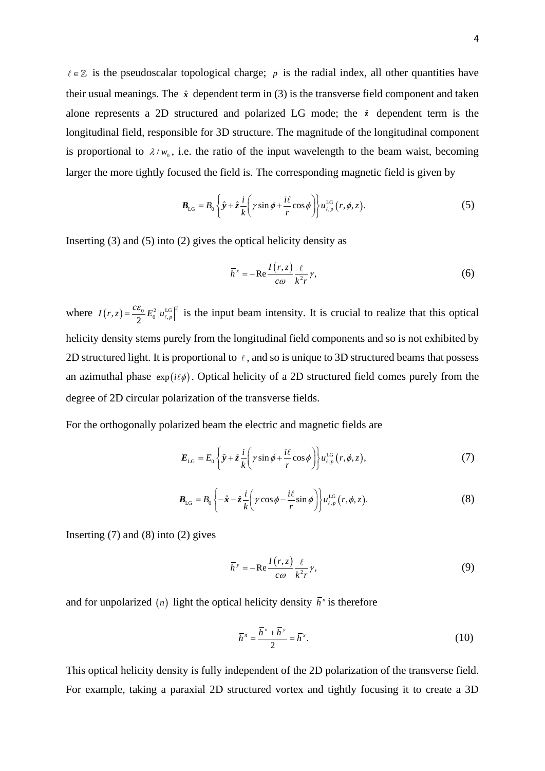$\ell \in \mathbb{Z}$ is the pseudoscalar topological charge; $p$ is the radial index, all other quantities have their usual meanings. The $\hat{\boldsymbol{x}}$ dependent term in (3) is the transverse field component and taken alone represents a 2D structured and polarized LG mode; the $\hat{\boldsymbol{z}}$ dependent term is the longitudinal field, responsible for 3D structure. The magnitude of the longitudinal component is proportional to $\lambda / w_0$, i.e. the ratio of the input wavelength to the beam waist, becoming larger the more tightly focused the field is. The corresponding magnetic field is given by

$$\boldsymbol{B}_{\mathrm{LG}} = B_0 \left\{ \hat{\boldsymbol{y}} + \hat{\boldsymbol{z}} \frac{i}{k} \left( \gamma \sin\phi + \frac{i\ell}{r} \cos\phi \right) \right\} u_{\ell,p}^{\mathrm{LG}}(r,\phi,z). \tag{5}$$

Inserting (3) and (5) into (2) gives the optical helicity density as

$$\bar{h}^{x} = -\mathrm{Re} \frac{I(r,z)}{c\omega} \frac{\ell}{k^2 r} \gamma, \tag{6}$$

where $I(r,z) = \frac{c\varepsilon_0}{2} E_0^2 \left| u_{\ell,p}^{\mathrm{LG}} \right|^2$ is the input beam intensity. It is crucial to realize that this optical helicity density stems purely from the longitudinal field components and so is not exhibited by 2D structured light. It is proportional to $\ell$, and so is unique to 3D structured beams that possess an azimuthal phase $\exp(i\ell\phi)$. Optical helicity of a 2D structured field comes purely from the degree of 2D circular polarization of the transverse fields.

For the orthogonally polarized beam the electric and magnetic fields are

$$\boldsymbol{E}_{\mathrm{LG}} = E_0 \left\{ \hat{\boldsymbol{y}} + \hat{\boldsymbol{z}} \frac{i}{k} \left( \gamma \sin\phi + \frac{i\ell}{r} \cos\phi \right) \right\} u_{\ell,p}^{\mathrm{LG}}(r,\phi,z), \tag{7}$$

$$\boldsymbol{B}_{\mathrm{LG}} = B_0 \left\{ -\hat{\boldsymbol{x}} - \hat{\boldsymbol{z}} \frac{i}{k} \left( \gamma \cos\phi - \frac{i\ell}{r} \sin\phi \right) \right\} u_{\ell,p}^{\mathrm{LG}}(r,\phi,z). \tag{8}$$

Inserting (7) and (8) into (2) gives

$$\bar{h}^{y} = -\mathrm{Re} \frac{I(r,z)}{c\omega} \frac{\ell}{k^2 r} \gamma, \tag{9}$$

and for unpolarized $(n)$ light the optical helicity density $\bar{h}^{n}$ is therefore

$$\bar{h}^{n} = \frac{\bar{h}^{x} + \bar{h}^{y}}{2} = \bar{h}^{x}. \tag{10}$$

This optical helicity density is fully independent of the 2D polarization of the transverse field. For example, taking a paraxial 2D structured vortex and tightly focusing it to create a 3D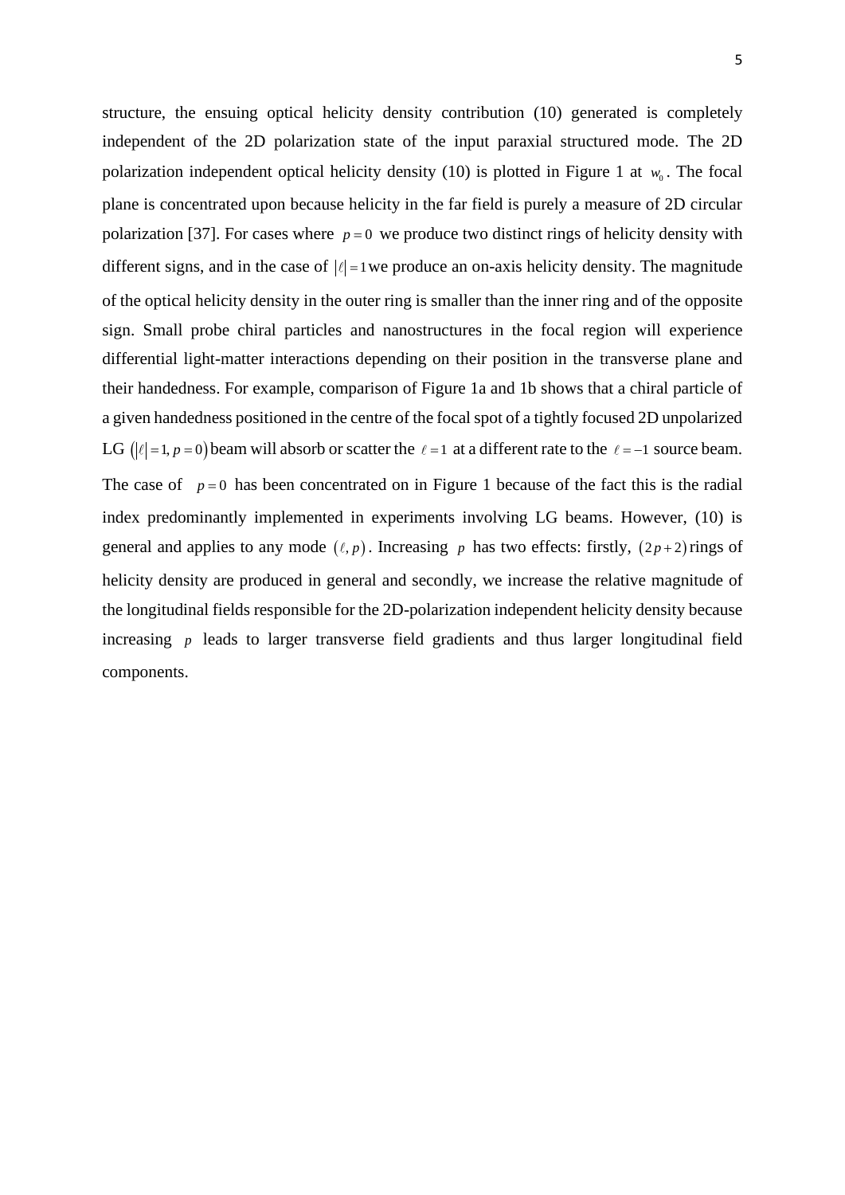structure, the ensuing optical helicity density contribution (10) generated is completely independent of the 2D polarization state of the input paraxial structured mode. The 2D polarization independent optical helicity density (10) is plotted in Figure 1 at $w_0$. The focal plane is concentrated upon because helicity in the far field is purely a measure of 2D circular polarization [37]. For cases where $p=0$ we produce two distinct rings of helicity density with different signs, and in the case of $|\ell|=1$ we produce an on-axis helicity density. The magnitude of the optical helicity density in the outer ring is smaller than the inner ring and of the opposite sign. Small probe chiral particles and nanostructures in the focal region will experience differential light-matter interactions depending on their position in the transverse plane and their handedness. For example, comparison of Figure 1a and 1b shows that a chiral particle of a given handedness positioned in the centre of the focal spot of a tightly focused 2D unpolarized LG $(|\ell|=1, p=0)$ beam will absorb or scatter the $\ell=1$ at a different rate to the $\ell=-1$ source beam. The case of $p=0$ has been concentrated on in Figure 1 because of the fact this is the radial index predominantly implemented in experiments involving LG beams. However, (10) is general and applies to any mode $(\ell, p)$. Increasing $p$ has two effects: firstly, $(2p+2)$ rings of helicity density are produced in general and secondly, we increase the relative magnitude of the longitudinal fields responsible for the 2D-polarization independent helicity density because increasing $p$ leads to larger transverse field gradients and thus larger longitudinal field components.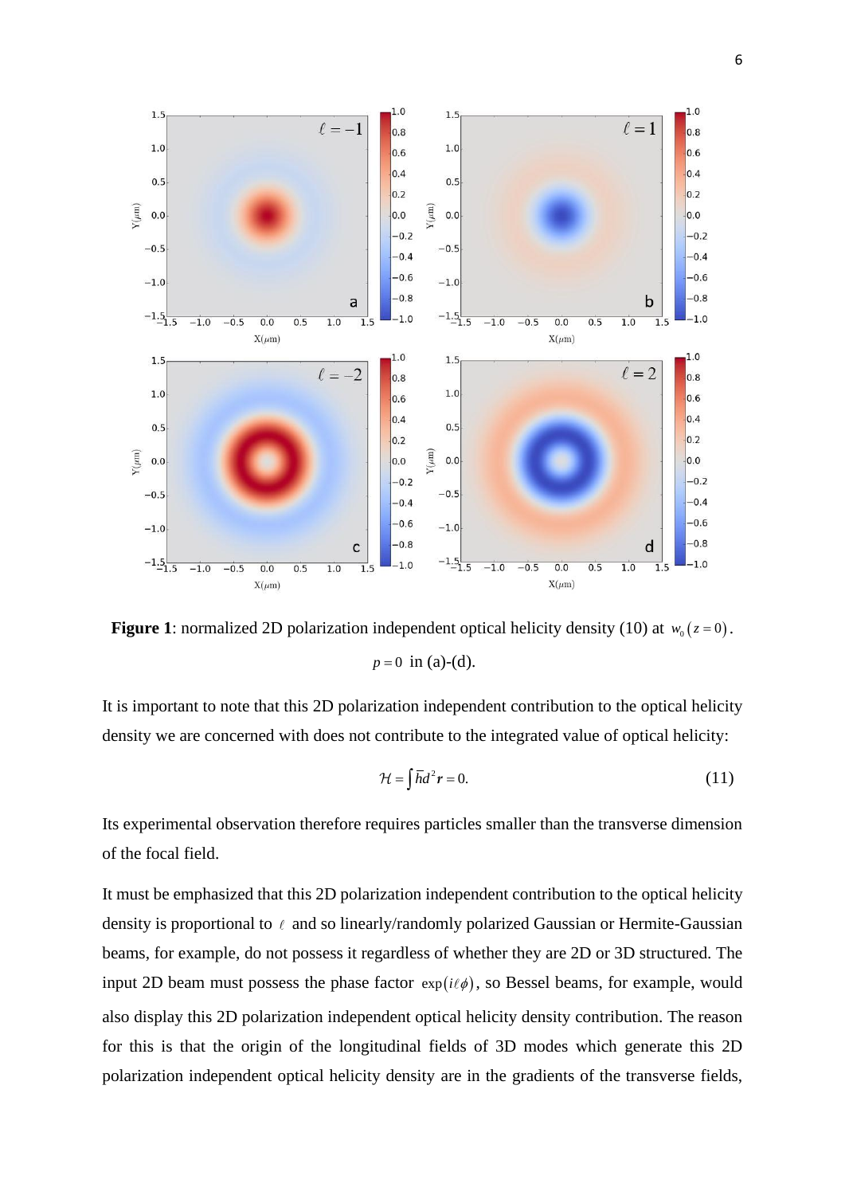**Figure 1**: normalized 2D polarization independent optical helicity density (10) at $w_0(z=0)$. $p=0$ in (a)-(d).

It is important to note that this 2D polarization independent contribution to the optical helicity density we are concerned with does not contribute to the integrated value of optical helicity:

$$\mathcal{H} = \int \bar{h} d^2 \boldsymbol{r} = 0. \tag{11}$$

Its experimental observation therefore requires particles smaller than the transverse dimension of the focal field.

It must be emphasized that this 2D polarization independent contribution to the optical helicity density is proportional to $\ell$ and so linearly/randomly polarized Gaussian or Hermite-Gaussian beams, for example, do not possess it regardless of whether they are 2D or 3D structured. The input 2D beam must possess the phase factor $\exp(i\ell\phi)$, so Bessel beams, for example, would also display this 2D polarization independent optical helicity density contribution. The reason for this is that the origin of the longitudinal fields of 3D modes which generate this 2D polarization independent optical helicity density are in the gradients of the transverse fields,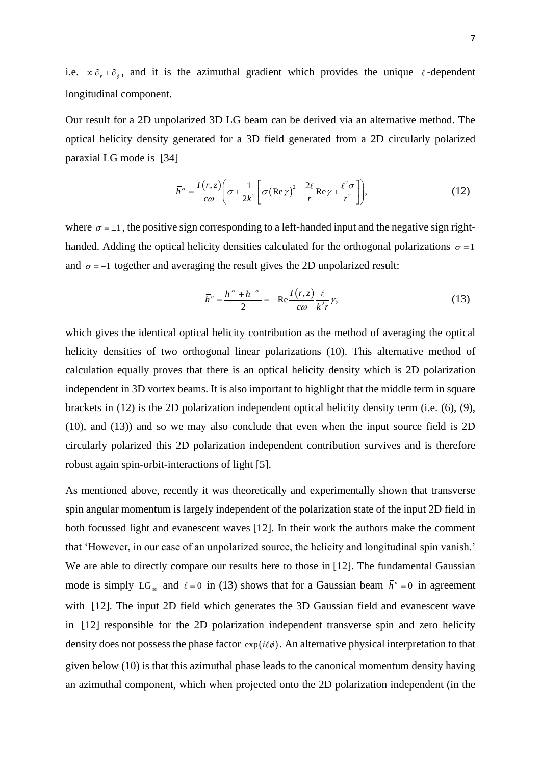i.e. $\propto \partial_r + \partial_\phi$, and it is the azimuthal gradient which provides the unique $\ell$-dependent longitudinal component.

Our result for a 2D unpolarized 3D LG beam can be derived via an alternative method. The optical helicity density generated for a 3D field generated from a 2D circularly polarized paraxial LG mode is [34]

$$\bar{h}^{\sigma} = \frac{I(r,z)}{c\omega}\left(\sigma + \frac{1}{2k^2}\left[\sigma(\operatorname{Re}\gamma)^2 - \frac{2\ell}{r}\operatorname{Re}\gamma + \frac{\ell^2\sigma}{r^2}\right]\right), \tag{12}$$

where $\sigma = \pm 1$, the positive sign corresponding to a left-handed input and the negative sign right-handed. Adding the optical helicity densities calculated for the orthogonal polarizations $\sigma = 1$ and $\sigma = -1$ together and averaging the result gives the 2D unpolarized result:

$$\bar{h}^{n} = \frac{\bar{h}^{|\sigma|} + \bar{h}^{-|\sigma|}}{2} = -\operatorname{Re}\frac{I(r,z)}{c\omega}\frac{\ell}{k^2 r}\gamma, \tag{13}$$

which gives the identical optical helicity contribution as the method of averaging the optical helicity densities of two orthogonal linear polarizations (10). This alternative method of calculation equally proves that there is an optical helicity density which is 2D polarization independent in 3D vortex beams. It is also important to highlight that the middle term in square brackets in (12) is the 2D polarization independent optical helicity density term (i.e. (6), (9), (10), and (13)) and so we may also conclude that even when the input source field is 2D circularly polarized this 2D polarization independent contribution survives and is therefore robust again spin-orbit-interactions of light [5].

As mentioned above, recently it was theoretically and experimentally shown that transverse spin angular momentum is largely independent of the polarization state of the input 2D field in both focussed light and evanescent waves [12]. In their work the authors make the comment that 'However, in our case of an unpolarized source, the helicity and longitudinal spin vanish.' We are able to directly compare our results here to those in [12]. The fundamental Gaussian mode is simply $\mathrm{LG}_{00}$ and $\ell = 0$ in (13) shows that for a Gaussian beam $\bar{h}^{n} = 0$ in agreement with [12]. The input 2D field which generates the 3D Gaussian field and evanescent wave in [12] responsible for the 2D polarization independent transverse spin and zero helicity density does not possess the phase factor $\exp(i\ell\phi)$. An alternative physical interpretation to that given below (10) is that this azimuthal phase leads to the canonical momentum density having an azimuthal component, which when projected onto the 2D polarization independent (in the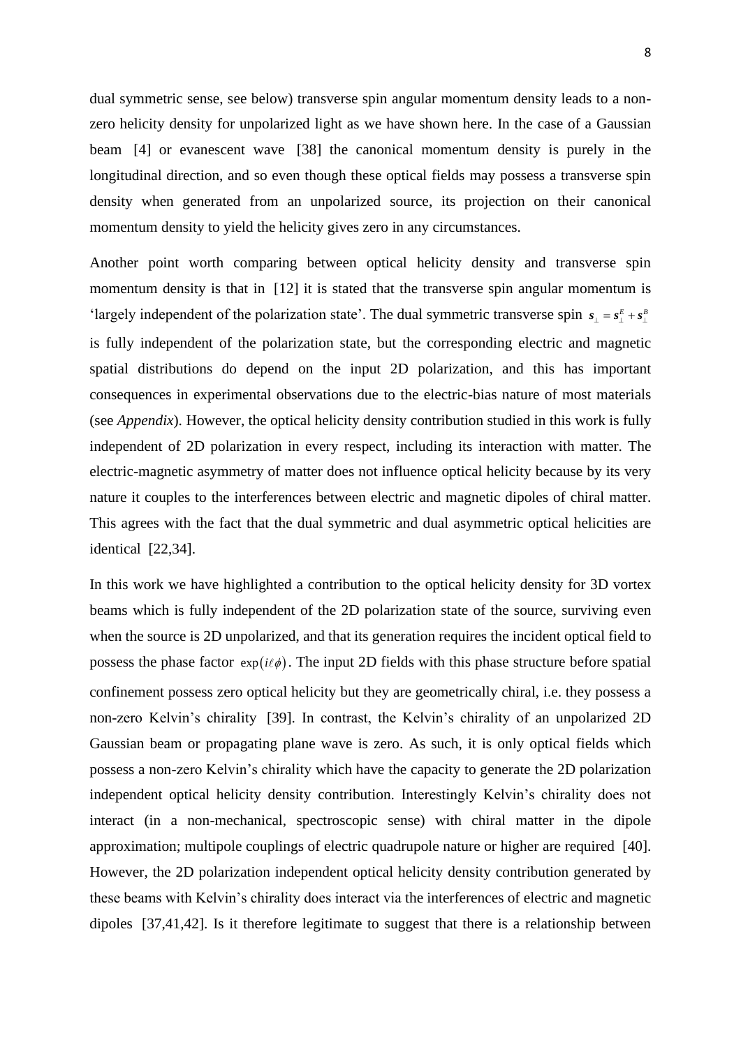dual symmetric sense, see below) transverse spin angular momentum density leads to a non-zero helicity density for unpolarized light as we have shown here. In the case of a Gaussian beam [4] or evanescent wave [38] the canonical momentum density is purely in the longitudinal direction, and so even though these optical fields may possess a transverse spin density when generated from an unpolarized source, its projection on their canonical momentum density to yield the helicity gives zero in any circumstances.

Another point worth comparing between optical helicity density and transverse spin momentum density is that in [12] it is stated that the transverse spin angular momentum is 'largely independent of the polarization state'. The dual symmetric transverse spin $\boldsymbol{s}_{\perp} = \boldsymbol{s}_{\perp}^{E} + \boldsymbol{s}_{\perp}^{B}$ is fully independent of the polarization state, but the corresponding electric and magnetic spatial distributions do depend on the input 2D polarization, and this has important consequences in experimental observations due to the electric-bias nature of most materials (see *Appendix*). However, the optical helicity density contribution studied in this work is fully independent of 2D polarization in every respect, including its interaction with matter. The electric-magnetic asymmetry of matter does not influence optical helicity because by its very nature it couples to the interferences between electric and magnetic dipoles of chiral matter. This agrees with the fact that the dual symmetric and dual asymmetric optical helicities are identical [22,34].

In this work we have highlighted a contribution to the optical helicity density for 3D vortex beams which is fully independent of the 2D polarization state of the source, surviving even when the source is 2D unpolarized, and that its generation requires the incident optical field to possess the phase factor $\exp(i\ell\phi)$. The input 2D fields with this phase structure before spatial confinement possess zero optical helicity but they are geometrically chiral, i.e. they possess a non-zero Kelvin's chirality [39]. In contrast, the Kelvin's chirality of an unpolarized 2D Gaussian beam or propagating plane wave is zero. As such, it is only optical fields which possess a non-zero Kelvin's chirality which have the capacity to generate the 2D polarization independent optical helicity density contribution. Interestingly Kelvin's chirality does not interact (in a non-mechanical, spectroscopic sense) with chiral matter in the dipole approximation; multipole couplings of electric quadrupole nature or higher are required [40]. However, the 2D polarization independent optical helicity density contribution generated by these beams with Kelvin's chirality does interact via the interferences of electric and magnetic dipoles [37,41,42]. Is it therefore legitimate to suggest that there is a relationship between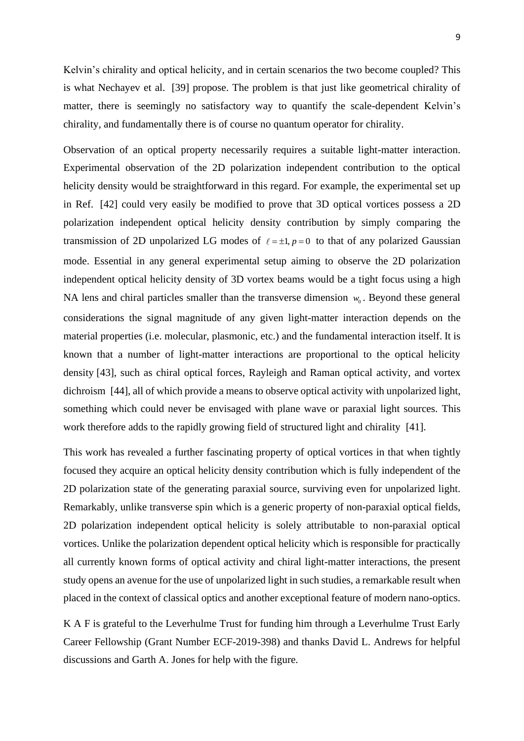Kelvin's chirality and optical helicity, and in certain scenarios the two become coupled? This is what Nechayev et al. [39] propose. The problem is that just like geometrical chirality of matter, there is seemingly no satisfactory way to quantify the scale-dependent Kelvin's chirality, and fundamentally there is of course no quantum operator for chirality.

Observation of an optical property necessarily requires a suitable light-matter interaction. Experimental observation of the 2D polarization independent contribution to the optical helicity density would be straightforward in this regard. For example, the experimental set up in Ref. [42] could very easily be modified to prove that 3D optical vortices possess a 2D polarization independent optical helicity density contribution by simply comparing the transmission of 2D unpolarized LG modes of $\ell = \pm 1, p = 0$ to that of any polarized Gaussian mode. Essential in any general experimental setup aiming to observe the 2D polarization independent optical helicity density of 3D vortex beams would be a tight focus using a high NA lens and chiral particles smaller than the transverse dimension $w_0$. Beyond these general considerations the signal magnitude of any given light-matter interaction depends on the material properties (i.e. molecular, plasmonic, etc.) and the fundamental interaction itself. It is known that a number of light-matter interactions are proportional to the optical helicity density [43], such as chiral optical forces, Rayleigh and Raman optical activity, and vortex dichroism [44], all of which provide a means to observe optical activity with unpolarized light, something which could never be envisaged with plane wave or paraxial light sources. This work therefore adds to the rapidly growing field of structured light and chirality [41].

This work has revealed a further fascinating property of optical vortices in that when tightly focused they acquire an optical helicity density contribution which is fully independent of the 2D polarization state of the generating paraxial source, surviving even for unpolarized light. Remarkably, unlike transverse spin which is a generic property of non-paraxial optical fields, 2D polarization independent optical helicity is solely attributable to non-paraxial optical vortices. Unlike the polarization dependent optical helicity which is responsible for practically all currently known forms of optical activity and chiral light-matter interactions, the present study opens an avenue for the use of unpolarized light in such studies, a remarkable result when placed in the context of classical optics and another exceptional feature of modern nano-optics.

K A F is grateful to the Leverhulme Trust for funding him through a Leverhulme Trust Early Career Fellowship (Grant Number ECF-2019-398) and thanks David L. Andrews for helpful discussions and Garth A. Jones for help with the figure.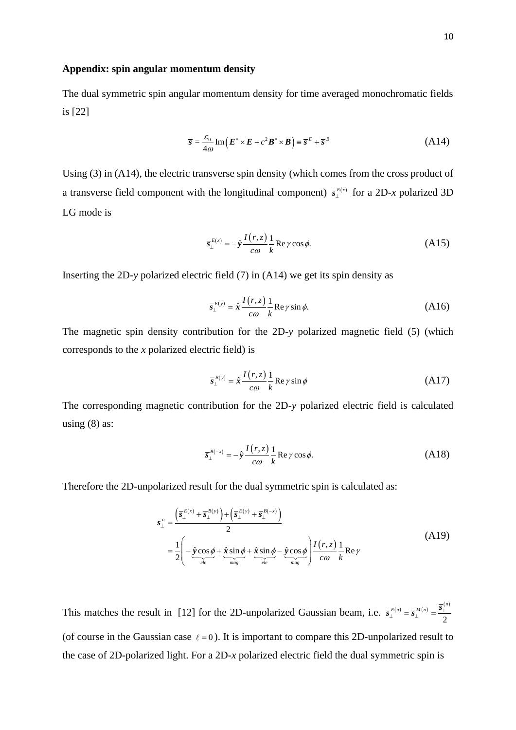**Appendix: spin angular momentum density**

The dual symmetric spin angular momentum density for time averaged monochromatic fields is [22]

$$\overline{\boldsymbol{s}} = \frac{\varepsilon_0}{4\omega}\operatorname{Im}\left(\boldsymbol{E}^*\times\boldsymbol{E} + c^2\boldsymbol{B}^*\times\boldsymbol{B}\right) \equiv \overline{\boldsymbol{s}}^E + \overline{\boldsymbol{s}}^B \tag{A14}$$

Using (3) in (A14), the electric transverse spin density (which comes from the cross product of a transverse field component with the longitudinal component) $\overline{\boldsymbol{s}}_\perp^{E(x)}$ for a 2D-*x* polarized 3D LG mode is

$$\overline{\boldsymbol{s}}_\perp^{E(x)} = -\hat{\boldsymbol{y}}\frac{I(r,z)}{c\omega}\frac{1}{k}\operatorname{Re}\gamma\cos\phi. \tag{A15}$$

Inserting the 2D-*y* polarized electric field (7) in (A14) we get its spin density as

$$\overline{\boldsymbol{s}}_\perp^{E(y)} = \hat{\boldsymbol{x}}\frac{I(r,z)}{c\omega}\frac{1}{k}\operatorname{Re}\gamma\sin\phi. \tag{A16}$$

The magnetic spin density contribution for the 2D-*y* polarized magnetic field (5) (which corresponds to the *x* polarized electric field) is

$$\overline{\boldsymbol{s}}_\perp^{B(y)} = \hat{\boldsymbol{x}}\frac{I(r,z)}{c\omega}\frac{1}{k}\operatorname{Re}\gamma\sin\phi \tag{A17}$$

The corresponding magnetic contribution for the 2D-*y* polarized electric field is calculated using (8) as:

$$\overline{\boldsymbol{s}}_\perp^{B(-x)} = -\hat{\boldsymbol{y}}\frac{I(r,z)}{c\omega}\frac{1}{k}\operatorname{Re}\gamma\cos\phi. \tag{A18}$$

Therefore the 2D-unpolarized result for the dual symmetric spin is calculated as:

$$\begin{aligned}\overline{\boldsymbol{s}}_\perp^{n} &= \frac{\left(\overline{\boldsymbol{s}}_\perp^{E(x)} + \overline{\boldsymbol{s}}_\perp^{B(y)}\right) + \left(\overline{\boldsymbol{s}}_\perp^{E(y)} + \overline{\boldsymbol{s}}_\perp^{B(-x)}\right)}{2} \\ &= \frac{1}{2}\left(-\underbrace{\hat{\boldsymbol{y}}\cos\phi}_{ele} + \underbrace{\hat{\boldsymbol{x}}\sin\phi}_{mag} + \underbrace{\hat{\boldsymbol{x}}\sin\phi}_{ele} - \underbrace{\hat{\boldsymbol{y}}\cos\phi}_{mag}\right)\frac{I(r,z)}{c\omega}\frac{1}{k}\operatorname{Re}\gamma\end{aligned} \tag{A19}$$

This matches the result in [12] for the 2D-unpolarized Gaussian beam, i.e. $\overline{\boldsymbol{s}}_\perp^{E(n)} = \overline{\boldsymbol{s}}_\perp^{M(n)} = \frac{\overline{\boldsymbol{s}}_\perp^{(n)}}{2}$ (of course in the Gaussian case $\ell = 0$). It is important to compare this 2D-unpolarized result to the case of 2D-polarized light. For a 2D-*x* polarized electric field the dual symmetric spin is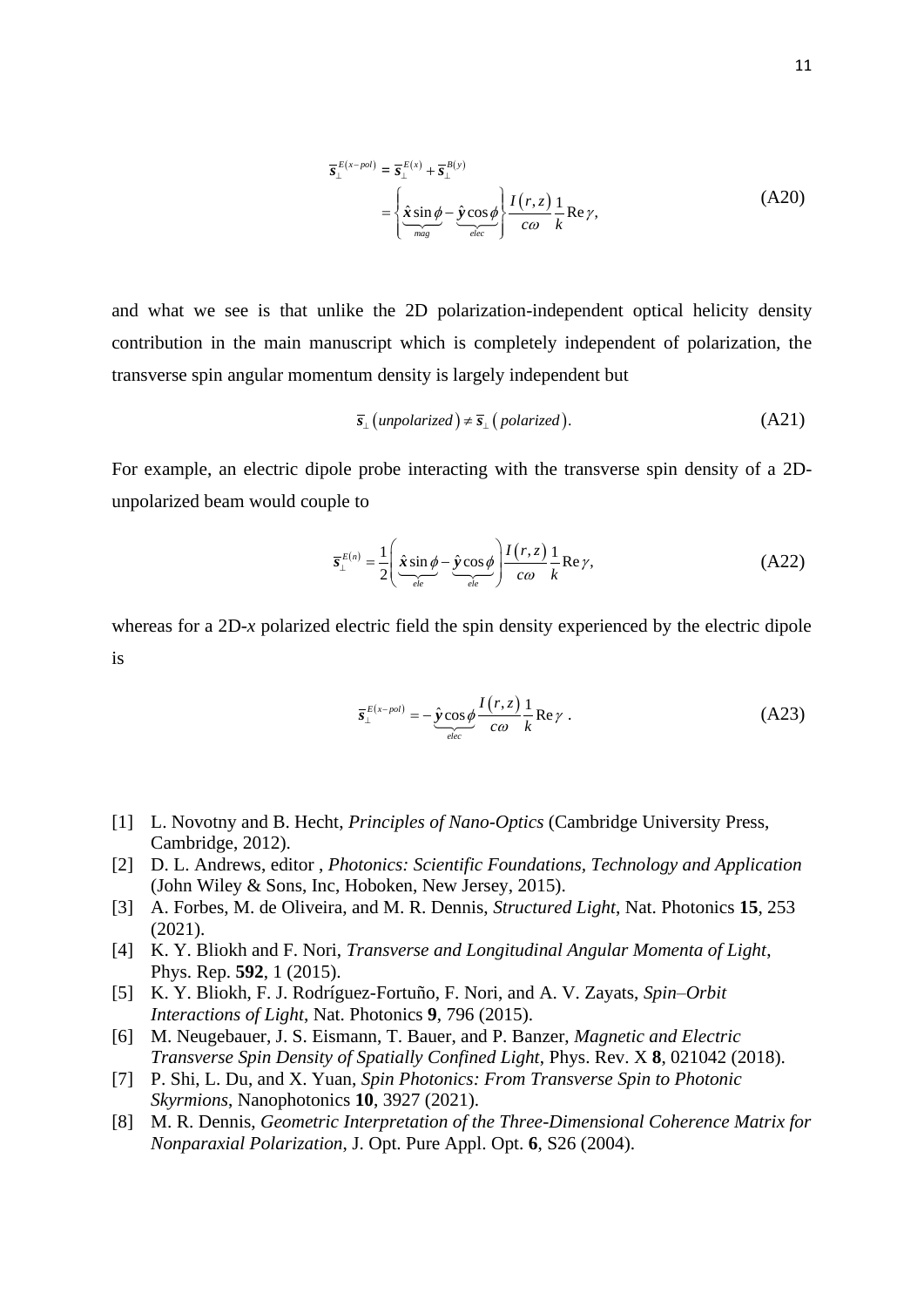$$
\begin{aligned}
\overline{\boldsymbol{s}}_{\perp}^{E(x-pol)} &= \overline{\boldsymbol{s}}_{\perp}^{E(x)} + \overline{\boldsymbol{s}}_{\perp}^{B(y)} \\
&= \left\{ \underbrace{\hat{\boldsymbol{x}}\sin\phi}_{mag} - \underbrace{\hat{\boldsymbol{y}}\cos\phi}_{elec} \right\} \frac{I(r,z)}{c\omega} \frac{1}{k} \operatorname{Re}\gamma,
\end{aligned}
\tag{A20}
$$

and what we see is that unlike the 2D polarization-independent optical helicity density contribution in the main manuscript which is completely independent of polarization, the transverse spin angular momentum density is largely independent but

$$
\overline{\boldsymbol{s}}_{\perp}(unpolarized) \neq \overline{\boldsymbol{s}}_{\perp}(polarized). \tag{A21}
$$

For example, an electric dipole probe interacting with the transverse spin density of a 2D-unpolarized beam would couple to

$$
\overline{\boldsymbol{s}}_{\perp}^{E(n)} = \frac{1}{2}\left( \underbrace{\hat{\boldsymbol{x}}\sin\phi}_{ele} - \underbrace{\hat{\boldsymbol{y}}\cos\phi}_{ele} \right) \frac{I(r,z)}{c\omega} \frac{1}{k} \operatorname{Re}\gamma, \tag{A22}
$$

whereas for a 2D-*x* polarized electric field the spin density experienced by the electric dipole is

$$
\overline{\boldsymbol{s}}_{\perp}^{E(x-pol)} = -\underbrace{\hat{\boldsymbol{y}}\cos\phi}_{elec} \frac{I(r,z)}{c\omega} \frac{1}{k} \operatorname{Re}\gamma \ . \tag{A23}
$$

[1] L. Novotny and B. Hecht, *Principles of Nano-Optics* (Cambridge University Press, Cambridge, 2012).
[2] D. L. Andrews, editor , *Photonics: Scientific Foundations, Technology and Application* (John Wiley & Sons, Inc, Hoboken, New Jersey, 2015).
[3] A. Forbes, M. de Oliveira, and M. R. Dennis, *Structured Light*, Nat. Photonics **15**, 253 (2021).
[4] K. Y. Bliokh and F. Nori, *Transverse and Longitudinal Angular Momenta of Light*, Phys. Rep. **592**, 1 (2015).
[5] K. Y. Bliokh, F. J. Rodríguez-Fortuño, F. Nori, and A. V. Zayats, *Spin–Orbit Interactions of Light*, Nat. Photonics **9**, 796 (2015).
[6] M. Neugebauer, J. S. Eismann, T. Bauer, and P. Banzer, *Magnetic and Electric Transverse Spin Density of Spatially Confined Light*, Phys. Rev. X **8**, 021042 (2018).
[7] P. Shi, L. Du, and X. Yuan, *Spin Photonics: From Transverse Spin to Photonic Skyrmions*, Nanophotonics **10**, 3927 (2021).
[8] M. R. Dennis, *Geometric Interpretation of the Three-Dimensional Coherence Matrix for Nonparaxial Polarization*, J. Opt. Pure Appl. Opt. **6**, S26 (2004).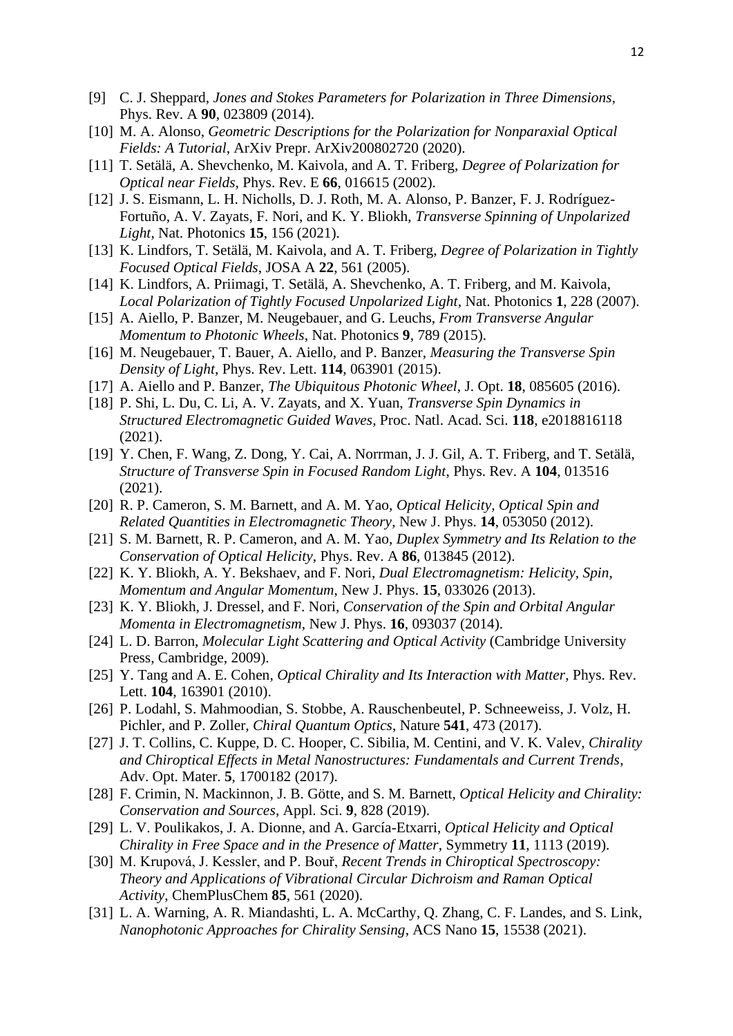[9] C. J. Sheppard, *Jones and Stokes Parameters for Polarization in Three Dimensions*, Phys. Rev. A **90**, 023809 (2014).

[10] M. A. Alonso, *Geometric Descriptions for the Polarization for Nonparaxial Optical Fields: A Tutorial*, ArXiv Prepr. ArXiv200802720 (2020).

[11] T. Setälä, A. Shevchenko, M. Kaivola, and A. T. Friberg, *Degree of Polarization for Optical near Fields*, Phys. Rev. E **66**, 016615 (2002).

[12] J. S. Eismann, L. H. Nicholls, D. J. Roth, M. A. Alonso, P. Banzer, F. J. Rodríguez-Fortuño, A. V. Zayats, F. Nori, and K. Y. Bliokh, *Transverse Spinning of Unpolarized Light*, Nat. Photonics **15**, 156 (2021).

[13] K. Lindfors, T. Setälä, M. Kaivola, and A. T. Friberg, *Degree of Polarization in Tightly Focused Optical Fields*, JOSA A **22**, 561 (2005).

[14] K. Lindfors, A. Priimagi, T. Setälä, A. Shevchenko, A. T. Friberg, and M. Kaivola, *Local Polarization of Tightly Focused Unpolarized Light*, Nat. Photonics **1**, 228 (2007).

[15] A. Aiello, P. Banzer, M. Neugebauer, and G. Leuchs, *From Transverse Angular Momentum to Photonic Wheels*, Nat. Photonics **9**, 789 (2015).

[16] M. Neugebauer, T. Bauer, A. Aiello, and P. Banzer, *Measuring the Transverse Spin Density of Light*, Phys. Rev. Lett. **114**, 063901 (2015).

[17] A. Aiello and P. Banzer, *The Ubiquitous Photonic Wheel*, J. Opt. **18**, 085605 (2016).

[18] P. Shi, L. Du, C. Li, A. V. Zayats, and X. Yuan, *Transverse Spin Dynamics in Structured Electromagnetic Guided Waves*, Proc. Natl. Acad. Sci. **118**, e2018816118 (2021).

[19] Y. Chen, F. Wang, Z. Dong, Y. Cai, A. Norrman, J. J. Gil, A. T. Friberg, and T. Setälä, *Structure of Transverse Spin in Focused Random Light*, Phys. Rev. A **104**, 013516 (2021).

[20] R. P. Cameron, S. M. Barnett, and A. M. Yao, *Optical Helicity, Optical Spin and Related Quantities in Electromagnetic Theory*, New J. Phys. **14**, 053050 (2012).

[21] S. M. Barnett, R. P. Cameron, and A. M. Yao, *Duplex Symmetry and Its Relation to the Conservation of Optical Helicity*, Phys. Rev. A **86**, 013845 (2012).

[22] K. Y. Bliokh, A. Y. Bekshaev, and F. Nori, *Dual Electromagnetism: Helicity, Spin, Momentum and Angular Momentum*, New J. Phys. **15**, 033026 (2013).

[23] K. Y. Bliokh, J. Dressel, and F. Nori, *Conservation of the Spin and Orbital Angular Momenta in Electromagnetism*, New J. Phys. **16**, 093037 (2014).

[24] L. D. Barron, *Molecular Light Scattering and Optical Activity* (Cambridge University Press, Cambridge, 2009).

[25] Y. Tang and A. E. Cohen, *Optical Chirality and Its Interaction with Matter*, Phys. Rev. Lett. **104**, 163901 (2010).

[26] P. Lodahl, S. Mahmoodian, S. Stobbe, A. Rauschenbeutel, P. Schneeweiss, J. Volz, H. Pichler, and P. Zoller, *Chiral Quantum Optics*, Nature **541**, 473 (2017).

[27] J. T. Collins, C. Kuppe, D. C. Hooper, C. Sibilia, M. Centini, and V. K. Valev, *Chirality and Chiroptical Effects in Metal Nanostructures: Fundamentals and Current Trends*, Adv. Opt. Mater. **5**, 1700182 (2017).

[28] F. Crimin, N. Mackinnon, J. B. Götte, and S. M. Barnett, *Optical Helicity and Chirality: Conservation and Sources*, Appl. Sci. **9**, 828 (2019).

[29] L. V. Poulikakos, J. A. Dionne, and A. García-Etxarri, *Optical Helicity and Optical Chirality in Free Space and in the Presence of Matter*, Symmetry **11**, 1113 (2019).

[30] M. Krupová, J. Kessler, and P. Bouř, *Recent Trends in Chiroptical Spectroscopy: Theory and Applications of Vibrational Circular Dichroism and Raman Optical Activity*, ChemPlusChem **85**, 561 (2020).

[31] L. A. Warning, A. R. Miandashti, L. A. McCarthy, Q. Zhang, C. F. Landes, and S. Link, *Nanophotonic Approaches for Chirality Sensing*, ACS Nano **15**, 15538 (2021).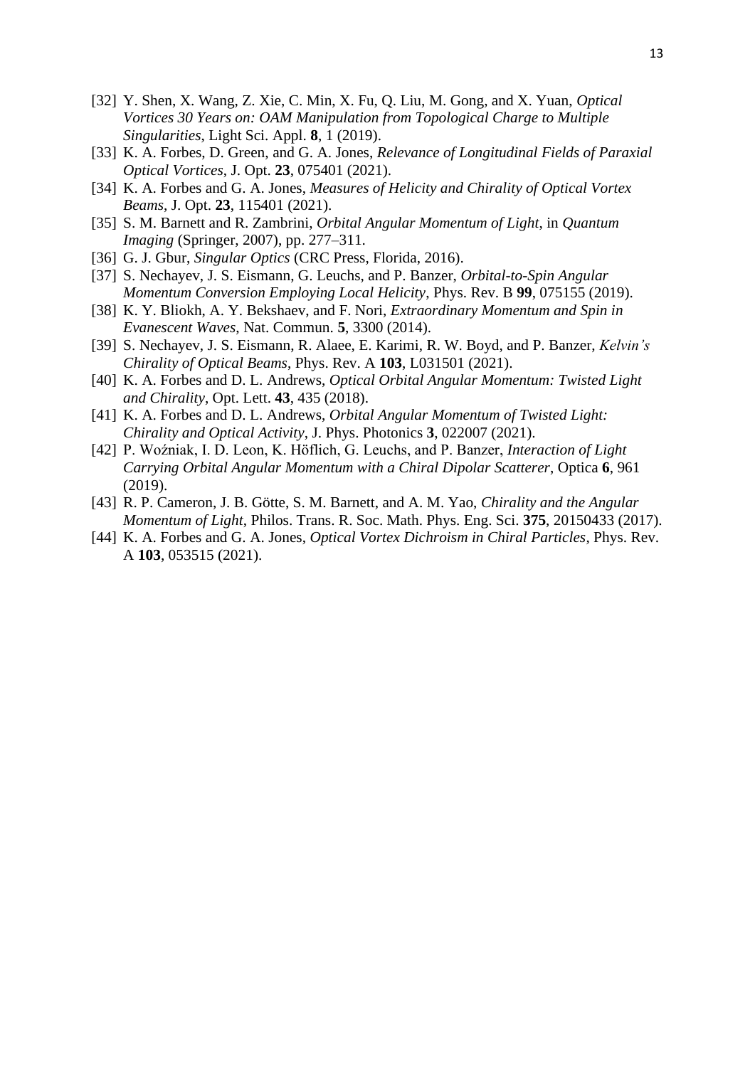[32] Y. Shen, X. Wang, Z. Xie, C. Min, X. Fu, Q. Liu, M. Gong, and X. Yuan, *Optical Vortices 30 Years on: OAM Manipulation from Topological Charge to Multiple Singularities*, Light Sci. Appl. **8**, 1 (2019).

[33] K. A. Forbes, D. Green, and G. A. Jones, *Relevance of Longitudinal Fields of Paraxial Optical Vortices*, J. Opt. **23**, 075401 (2021).

[34] K. A. Forbes and G. A. Jones, *Measures of Helicity and Chirality of Optical Vortex Beams*, J. Opt. **23**, 115401 (2021).

[35] S. M. Barnett and R. Zambrini, *Orbital Angular Momentum of Light*, in *Quantum Imaging* (Springer, 2007), pp. 277–311.

[36] G. J. Gbur, *Singular Optics* (CRC Press, Florida, 2016).

[37] S. Nechayev, J. S. Eismann, G. Leuchs, and P. Banzer, *Orbital-to-Spin Angular Momentum Conversion Employing Local Helicity*, Phys. Rev. B **99**, 075155 (2019).

[38] K. Y. Bliokh, A. Y. Bekshaev, and F. Nori, *Extraordinary Momentum and Spin in Evanescent Waves*, Nat. Commun. **5**, 3300 (2014).

[39] S. Nechayev, J. S. Eismann, R. Alaee, E. Karimi, R. W. Boyd, and P. Banzer, *Kelvin's Chirality of Optical Beams*, Phys. Rev. A **103**, L031501 (2021).

[40] K. A. Forbes and D. L. Andrews, *Optical Orbital Angular Momentum: Twisted Light and Chirality*, Opt. Lett. **43**, 435 (2018).

[41] K. A. Forbes and D. L. Andrews, *Orbital Angular Momentum of Twisted Light: Chirality and Optical Activity*, J. Phys. Photonics **3**, 022007 (2021).

[42] P. Woźniak, I. D. Leon, K. Höflich, G. Leuchs, and P. Banzer, *Interaction of Light Carrying Orbital Angular Momentum with a Chiral Dipolar Scatterer*, Optica **6**, 961 (2019).

[43] R. P. Cameron, J. B. Götte, S. M. Barnett, and A. M. Yao, *Chirality and the Angular Momentum of Light*, Philos. Trans. R. Soc. Math. Phys. Eng. Sci. **375**, 20150433 (2017).

[44] K. A. Forbes and G. A. Jones, *Optical Vortex Dichroism in Chiral Particles*, Phys. Rev. A **103**, 053515 (2021).